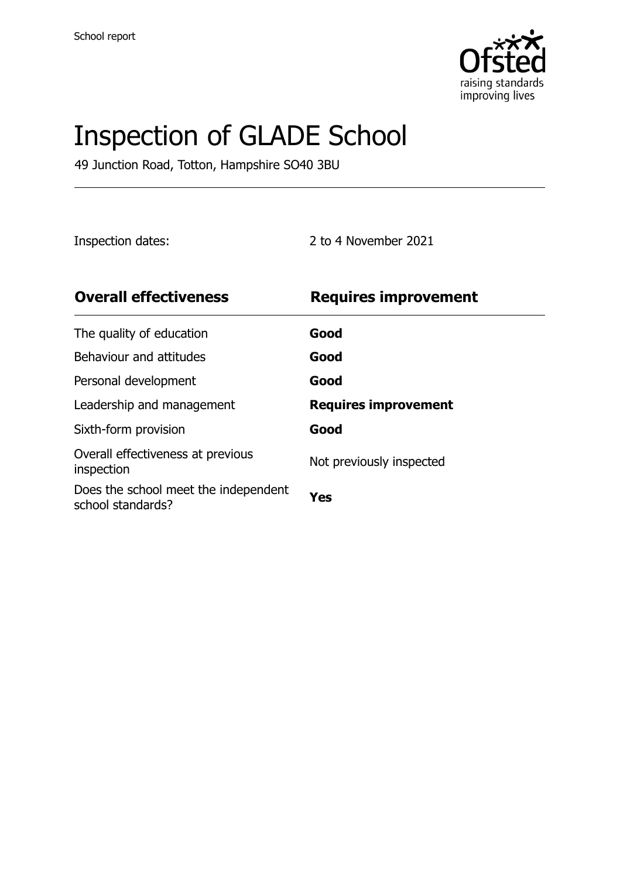School report

# Inspection of GLADE School

49 Junction Road, Totton, Hampshire SO40 3BU

Inspection dates: 2 to 4 November 2021

| **Overall effectiveness** | **Requires improvement** |
| --- | --- |
| The quality of education | **Good** |
| Behaviour and attitudes | **Good** |
| Personal development | **Good** |
| Leadership and management | **Requires improvement** |
| Sixth-form provision | **Good** |
| Overall effectiveness at previous inspection | Not previously inspected |
| Does the school meet the independent school standards? | **Yes** |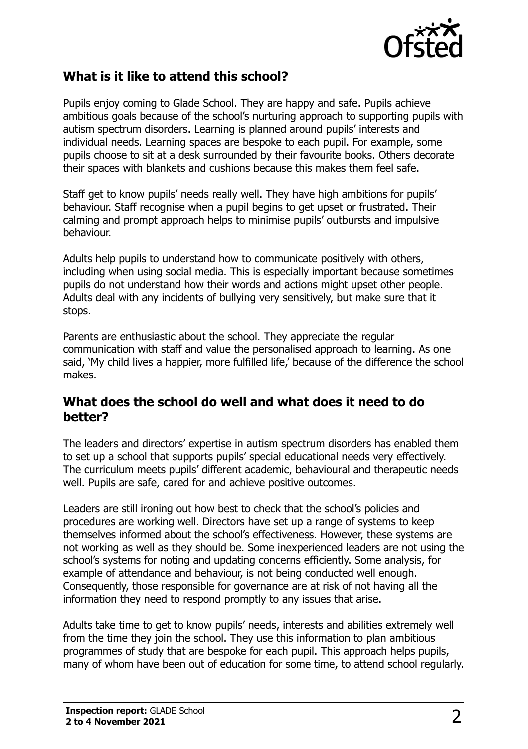## What is it like to attend this school?

Pupils enjoy coming to Glade School. They are happy and safe. Pupils achieve ambitious goals because of the school's nurturing approach to supporting pupils with autism spectrum disorders. Learning is planned around pupils' interests and individual needs. Learning spaces are bespoke to each pupil. For example, some pupils choose to sit at a desk surrounded by their favourite books. Others decorate their spaces with blankets and cushions because this makes them feel safe.

Staff get to know pupils' needs really well. They have high ambitions for pupils' behaviour. Staff recognise when a pupil begins to get upset or frustrated. Their calming and prompt approach helps to minimise pupils' outbursts and impulsive behaviour.

Adults help pupils to understand how to communicate positively with others, including when using social media. This is especially important because sometimes pupils do not understand how their words and actions might upset other people. Adults deal with any incidents of bullying very sensitively, but make sure that it stops.

Parents are enthusiastic about the school. They appreciate the regular communication with staff and value the personalised approach to learning. As one said, 'My child lives a happier, more fulfilled life,' because of the difference the school makes.

## What does the school do well and what does it need to do better?

The leaders and directors' expertise in autism spectrum disorders has enabled them to set up a school that supports pupils' special educational needs very effectively. The curriculum meets pupils' different academic, behavioural and therapeutic needs well. Pupils are safe, cared for and achieve positive outcomes.

Leaders are still ironing out how best to check that the school's policies and procedures are working well. Directors have set up a range of systems to keep themselves informed about the school's effectiveness. However, these systems are not working as well as they should be. Some inexperienced leaders are not using the school's systems for noting and updating concerns efficiently. Some analysis, for example of attendance and behaviour, is not being conducted well enough. Consequently, those responsible for governance are at risk of not having all the information they need to respond promptly to any issues that arise.

Adults take time to get to know pupils' needs, interests and abilities extremely well from the time they join the school. They use this information to plan ambitious programmes of study that are bespoke for each pupil. This approach helps pupils, many of whom have been out of education for some time, to attend school regularly.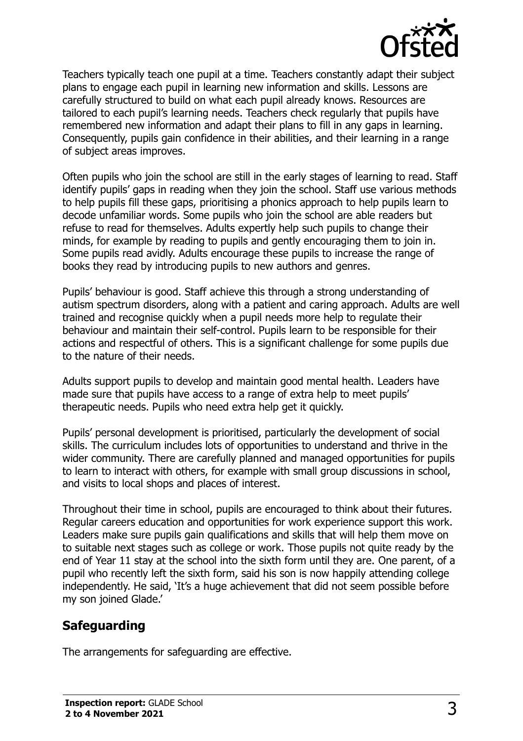Teachers typically teach one pupil at a time. Teachers constantly adapt their subject plans to engage each pupil in learning new information and skills. Lessons are carefully structured to build on what each pupil already knows. Resources are tailored to each pupil's learning needs. Teachers check regularly that pupils have remembered new information and adapt their plans to fill in any gaps in learning. Consequently, pupils gain confidence in their abilities, and their learning in a range of subject areas improves.

Often pupils who join the school are still in the early stages of learning to read. Staff identify pupils' gaps in reading when they join the school. Staff use various methods to help pupils fill these gaps, prioritising a phonics approach to help pupils learn to decode unfamiliar words. Some pupils who join the school are able readers but refuse to read for themselves. Adults expertly help such pupils to change their minds, for example by reading to pupils and gently encouraging them to join in. Some pupils read avidly. Adults encourage these pupils to increase the range of books they read by introducing pupils to new authors and genres.

Pupils' behaviour is good. Staff achieve this through a strong understanding of autism spectrum disorders, along with a patient and caring approach. Adults are well trained and recognise quickly when a pupil needs more help to regulate their behaviour and maintain their self-control. Pupils learn to be responsible for their actions and respectful of others. This is a significant challenge for some pupils due to the nature of their needs.

Adults support pupils to develop and maintain good mental health. Leaders have made sure that pupils have access to a range of extra help to meet pupils' therapeutic needs. Pupils who need extra help get it quickly.

Pupils' personal development is prioritised, particularly the development of social skills. The curriculum includes lots of opportunities to understand and thrive in the wider community. There are carefully planned and managed opportunities for pupils to learn to interact with others, for example with small group discussions in school, and visits to local shops and places of interest.

Throughout their time in school, pupils are encouraged to think about their futures. Regular careers education and opportunities for work experience support this work. Leaders make sure pupils gain qualifications and skills that will help them move on to suitable next stages such as college or work. Those pupils not quite ready by the end of Year 11 stay at the school into the sixth form until they are. One parent, of a pupil who recently left the sixth form, said his son is now happily attending college independently. He said, 'It's a huge achievement that did not seem possible before my son joined Glade.'

## Safeguarding

The arrangements for safeguarding are effective.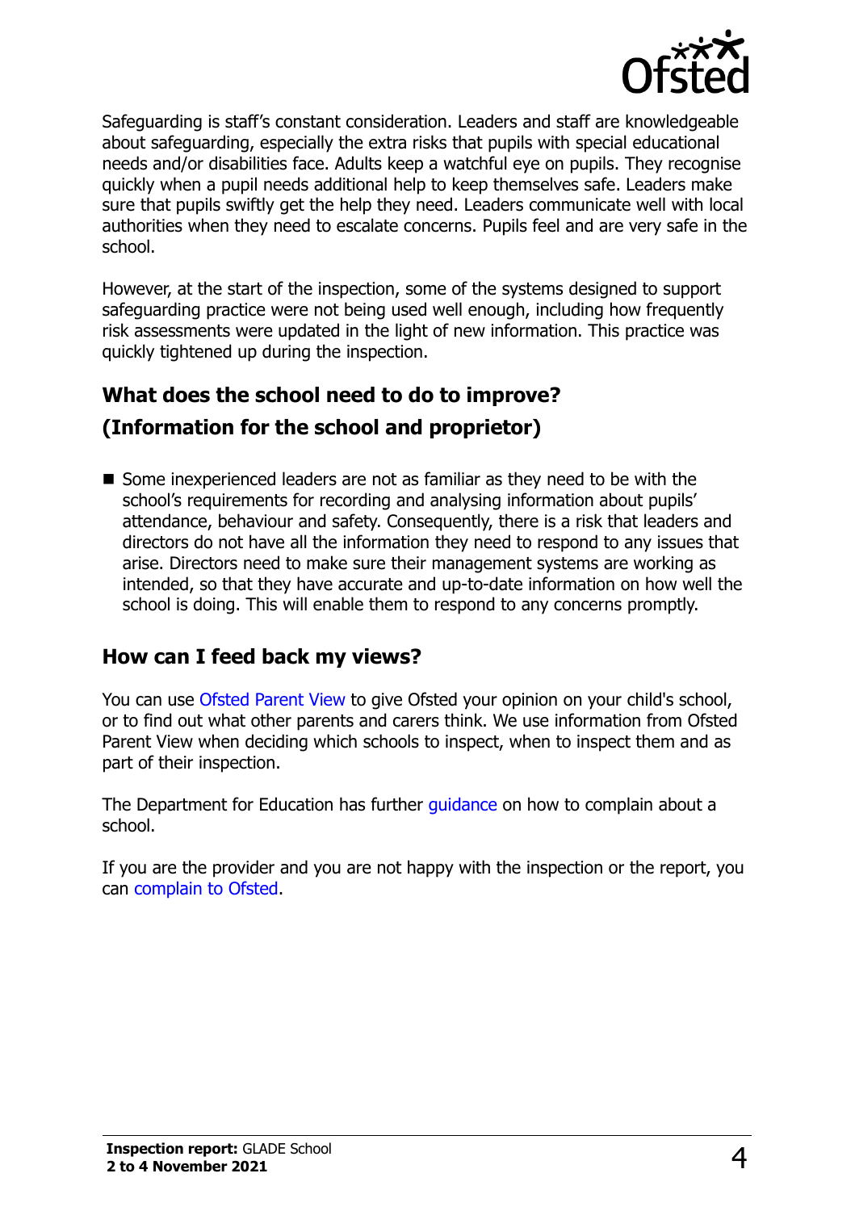Safeguarding is staff's constant consideration. Leaders and staff are knowledgeable about safeguarding, especially the extra risks that pupils with special educational needs and/or disabilities face. Adults keep a watchful eye on pupils. They recognise quickly when a pupil needs additional help to keep themselves safe. Leaders make sure that pupils swiftly get the help they need. Leaders communicate well with local authorities when they need to escalate concerns. Pupils feel and are very safe in the school.

However, at the start of the inspection, some of the systems designed to support safeguarding practice were not being used well enough, including how frequently risk assessments were updated in the light of new information. This practice was quickly tightened up during the inspection.

## What does the school need to do to improve?
## (Information for the school and proprietor)

- Some inexperienced leaders are not as familiar as they need to be with the school's requirements for recording and analysing information about pupils' attendance, behaviour and safety. Consequently, there is a risk that leaders and directors do not have all the information they need to respond to any issues that arise. Directors need to make sure their management systems are working as intended, so that they have accurate and up-to-date information on how well the school is doing. This will enable them to respond to any concerns promptly.

## How can I feed back my views?

You can use Ofsted Parent View to give Ofsted your opinion on your child's school, or to find out what other parents and carers think. We use information from Ofsted Parent View when deciding which schools to inspect, when to inspect them and as part of their inspection.

The Department for Education has further guidance on how to complain about a school.

If you are the provider and you are not happy with the inspection or the report, you can complain to Ofsted.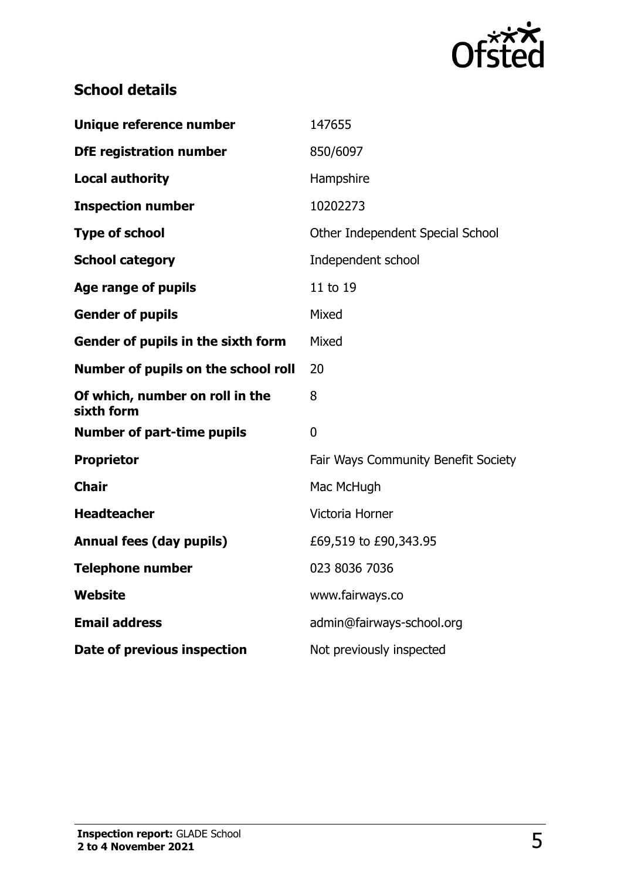## School details

| | |
|---|---|
| **Unique reference number** | 147655 |
| **DfE registration number** | 850/6097 |
| **Local authority** | Hampshire |
| **Inspection number** | 10202273 |
| **Type of school** | Other Independent Special School |
| **School category** | Independent school |
| **Age range of pupils** | 11 to 19 |
| **Gender of pupils** | Mixed |
| **Gender of pupils in the sixth form** | Mixed |
| **Number of pupils on the school roll** | 20 |
| **Of which, number on roll in the sixth form** | 8 |
| **Number of part-time pupils** | 0 |
| **Proprietor** | Fair Ways Community Benefit Society |
| **Chair** | Mac McHugh |
| **Headteacher** | Victoria Horner |
| **Annual fees (day pupils)** | £69,519 to £90,343.95 |
| **Telephone number** | 023 8036 7036 |
| **Website** | www.fairways.co |
| **Email address** | admin@fairways-school.org |
| **Date of previous inspection** | Not previously inspected |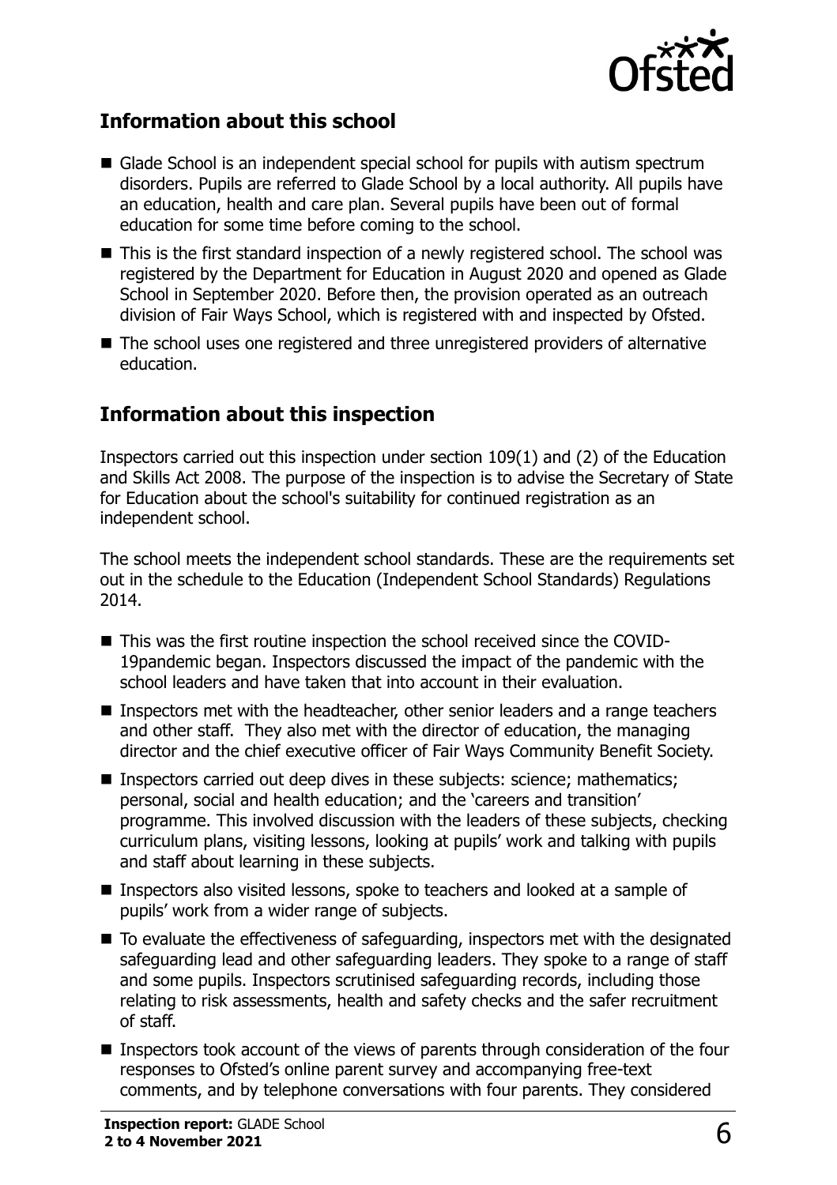## Information about this school

- Glade School is an independent special school for pupils with autism spectrum disorders. Pupils are referred to Glade School by a local authority. All pupils have an education, health and care plan. Several pupils have been out of formal education for some time before coming to the school.
- This is the first standard inspection of a newly registered school. The school was registered by the Department for Education in August 2020 and opened as Glade School in September 2020. Before then, the provision operated as an outreach division of Fair Ways School, which is registered with and inspected by Ofsted.
- The school uses one registered and three unregistered providers of alternative education.

## Information about this inspection

Inspectors carried out this inspection under section 109(1) and (2) of the Education and Skills Act 2008. The purpose of the inspection is to advise the Secretary of State for Education about the school's suitability for continued registration as an independent school.

The school meets the independent school standards. These are the requirements set out in the schedule to the Education (Independent School Standards) Regulations 2014.

- This was the first routine inspection the school received since the COVID-19pandemic began. Inspectors discussed the impact of the pandemic with the school leaders and have taken that into account in their evaluation.
- Inspectors met with the headteacher, other senior leaders and a range teachers and other staff. They also met with the director of education, the managing director and the chief executive officer of Fair Ways Community Benefit Society.
- Inspectors carried out deep dives in these subjects: science; mathematics; personal, social and health education; and the 'careers and transition' programme. This involved discussion with the leaders of these subjects, checking curriculum plans, visiting lessons, looking at pupils' work and talking with pupils and staff about learning in these subjects.
- Inspectors also visited lessons, spoke to teachers and looked at a sample of pupils' work from a wider range of subjects.
- To evaluate the effectiveness of safeguarding, inspectors met with the designated safeguarding lead and other safeguarding leaders. They spoke to a range of staff and some pupils. Inspectors scrutinised safeguarding records, including those relating to risk assessments, health and safety checks and the safer recruitment of staff.
- Inspectors took account of the views of parents through consideration of the four responses to Ofsted's online parent survey and accompanying free-text comments, and by telephone conversations with four parents. They considered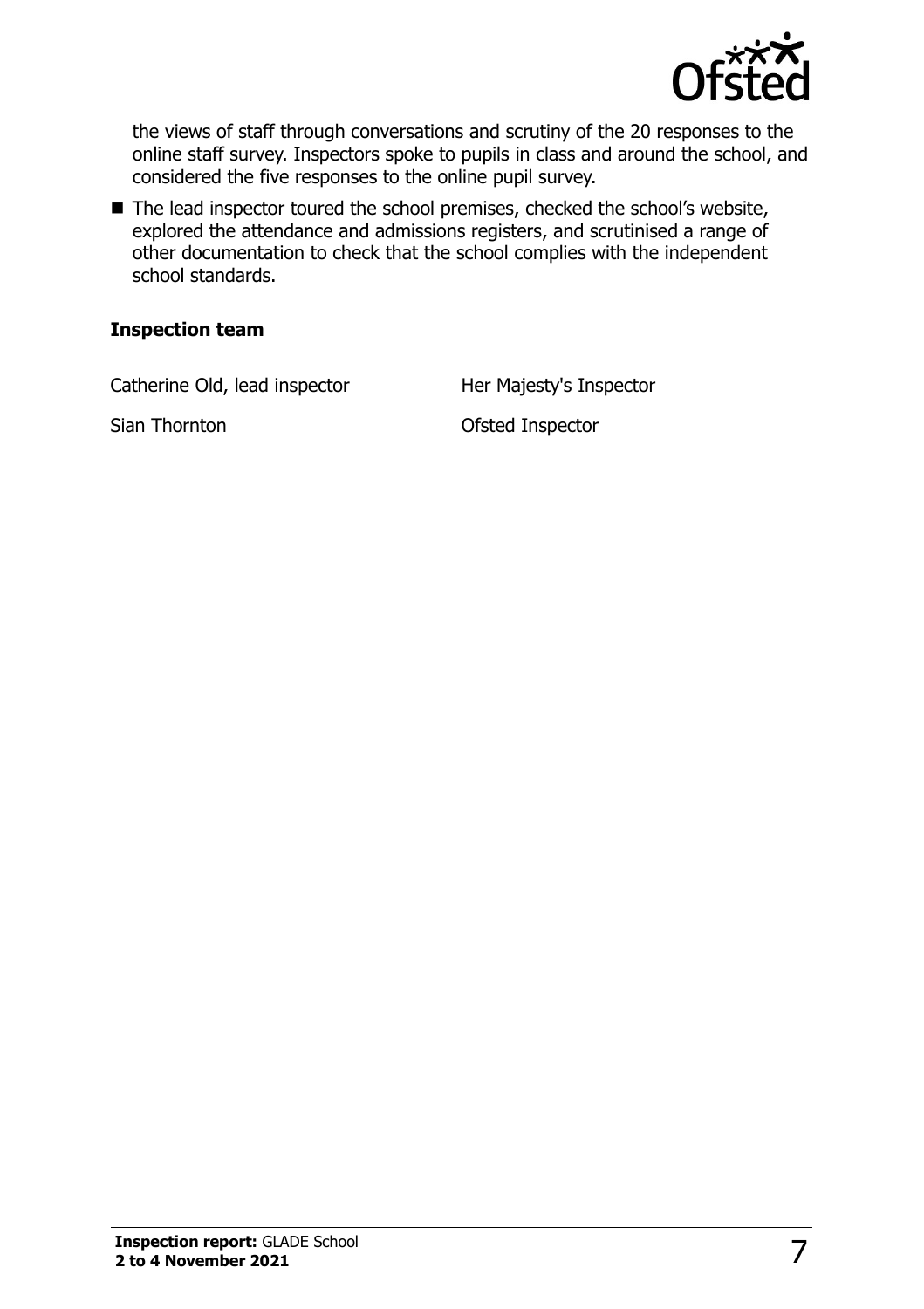the views of staff through conversations and scrutiny of the 20 responses to the online staff survey. Inspectors spoke to pupils in class and around the school, and considered the five responses to the online pupil survey.

- The lead inspector toured the school premises, checked the school's website, explored the attendance and admissions registers, and scrutinised a range of other documentation to check that the school complies with the independent school standards.

### Inspection team

| | |
|---|---|
| Catherine Old, lead inspector | Her Majesty's Inspector |
| Sian Thornton | Ofsted Inspector |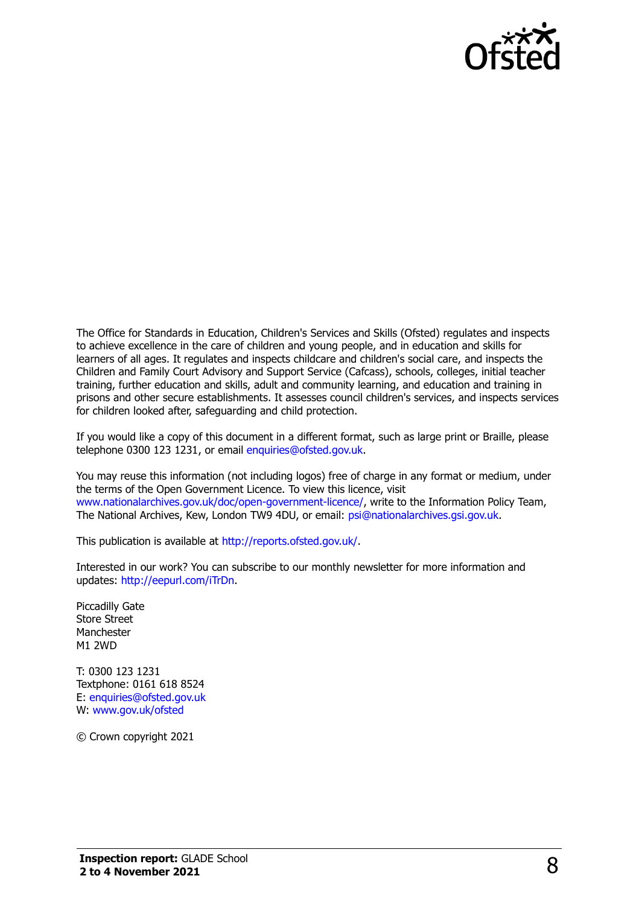The Office for Standards in Education, Children's Services and Skills (Ofsted) regulates and inspects to achieve excellence in the care of children and young people, and in education and skills for learners of all ages. It regulates and inspects childcare and children's social care, and inspects the Children and Family Court Advisory and Support Service (Cafcass), schools, colleges, initial teacher training, further education and skills, adult and community learning, and education and training in prisons and other secure establishments. It assesses council children's services, and inspects services for children looked after, safeguarding and child protection.

If you would like a copy of this document in a different format, such as large print or Braille, please telephone 0300 123 1231, or email enquiries@ofsted.gov.uk.

You may reuse this information (not including logos) free of charge in any format or medium, under the terms of the Open Government Licence. To view this licence, visit www.nationalarchives.gov.uk/doc/open-government-licence/, write to the Information Policy Team, The National Archives, Kew, London TW9 4DU, or email: psi@nationalarchives.gsi.gov.uk.

This publication is available at http://reports.ofsted.gov.uk/.

Interested in our work? You can subscribe to our monthly newsletter for more information and updates: http://eepurl.com/iTrDn.

Piccadilly Gate
Store Street
Manchester
M1 2WD

T: 0300 123 1231
Textphone: 0161 618 8524
E: enquiries@ofsted.gov.uk
W: www.gov.uk/ofsted

© Crown copyright 2021